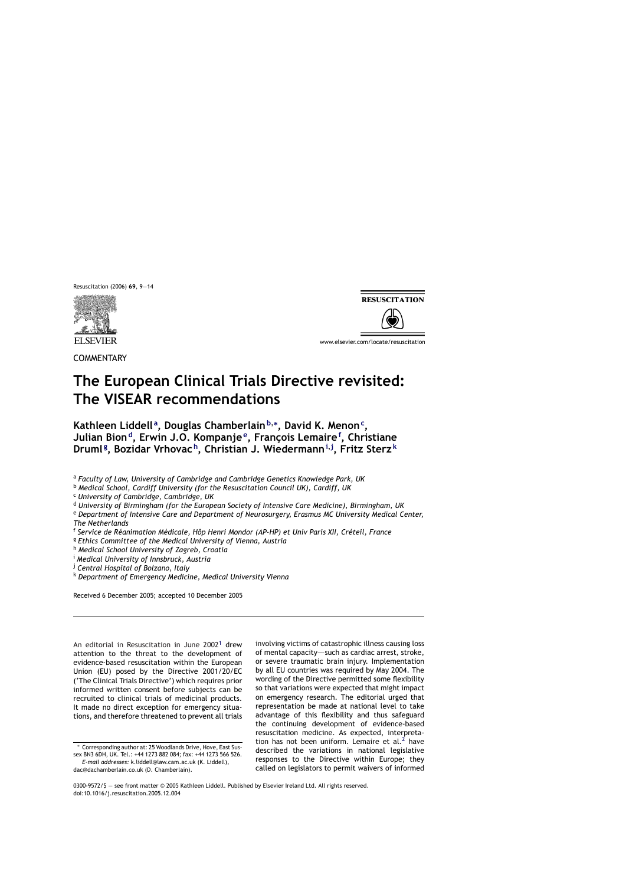COMMENTARY

# The European Clinical Trials Directive revisited: The VISEAR recommendations

**Kathleen Liddell[a], Douglas Chamberlain[b,*], David K. Menon[c], Julian Bion[d], Erwin J.O. Kompanje[e], François Lemaire[f], Christiane Druml[g], Bozidar Vrhovac[h], Christian J. Wiedermann[i,j], Fritz Sterz[k]**

[a] *Faculty of Law, University of Cambridge and Cambridge Genetics Knowledge Park, UK*
[b] *Medical School, Cardiff University (for the Resuscitation Council UK), Cardiff, UK*
[c] *University of Cambridge, Cambridge, UK*
[d] *University of Birmingham (for the European Society of Intensive Care Medicine), Birmingham, UK*
[e] *Department of Intensive Care and Department of Neurosurgery, Erasmus MC University Medical Center, The Netherlands*
[f] *Service de Réanimation Médicale, Hôp Henri Mondor (AP-HP) et Univ Paris XII, Créteil, France*
[g] *Ethics Committee of the Medical University of Vienna, Austria*
[h] *Medical School University of Zagreb, Croatia*
[i] *Medical University of Innsbruck, Austria*
[j] *Central Hospital of Bolzano, Italy*
[k] *Department of Emergency Medicine, Medical University Vienna*

Received 6 December 2005; accepted 10 December 2005

An editorial in Resuscitation in June 2002[1] drew attention to the threat to the development of evidence-based resuscitation within the European Union (EU) posed by the Directive 2001/20/EC ('The Clinical Trials Directive') which requires prior informed written consent before subjects can be recruited to clinical trials of medicinal products. It made no direct exception for emergency situations, and therefore threatened to prevent all trials involving victims of catastrophic illness causing loss of mental capacity—such as cardiac arrest, stroke, or severe traumatic brain injury. Implementation by all EU countries was required by May 2004. The wording of the Directive permitted some flexibility so that variations were expected that might impact on emergency research. The editorial urged that representation be made at national level to take advantage of this flexibility and thus safeguard the continuing development of evidence-based resuscitation medicine. As expected, interpretation has not been uniform. Lemaire et al.[2] have described the variations in national legislative responses to the Directive within Europe; they called on legislators to permit waivers of informed

\* Corresponding author at: 25 Woodlands Drive, Hove, East Sussex BN3 6DH, UK. Tel.: +44 1273 882 084; fax: +44 1273 566 526.
*E-mail addresses:* k.liddell@law.cam.ac.uk (K. Liddell), dac@dachamberlain.co.uk (D. Chamberlain).

0300-9572/$ — see front matter © 2005 Kathleen Liddell. Published by Elsevier Ireland Ltd. All rights reserved.
doi:10.1016/j.resuscitation.2005.12.004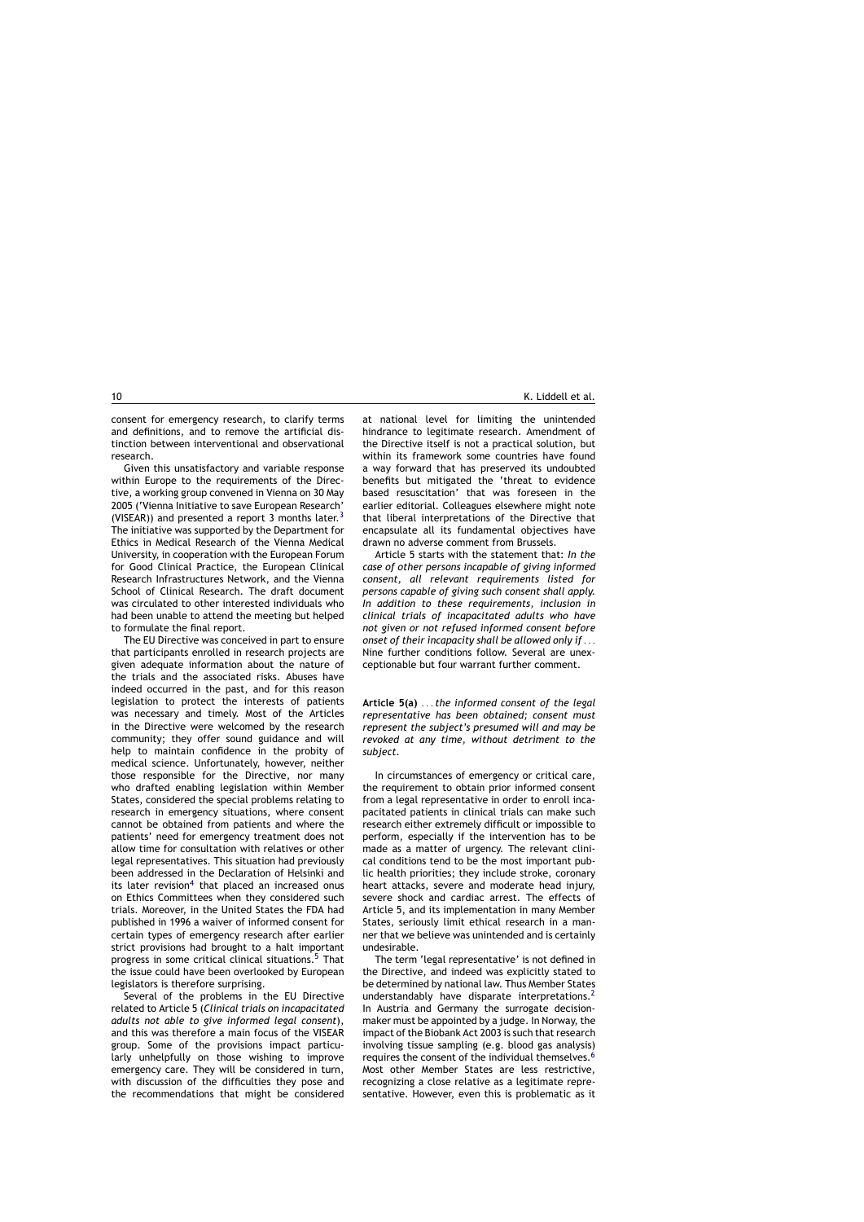consent for emergency research, to clarify terms and definitions, and to remove the artificial distinction between interventional and observational research.

Given this unsatisfactory and variable response within Europe to the requirements of the Directive, a working group convened in Vienna on 30 May 2005 ('Vienna Initiative to save European Research' (VISEAR)) and presented a report 3 months later.[3] The initiative was supported by the Department for Ethics in Medical Research of the Vienna Medical University, in cooperation with the European Forum for Good Clinical Practice, the European Clinical Research Infrastructures Network, and the Vienna School of Clinical Research. The draft document was circulated to other interested individuals who had been unable to attend the meeting but helped to formulate the final report.

The EU Directive was conceived in part to ensure that participants enrolled in research projects are given adequate information about the nature of the trials and the associated risks. Abuses have indeed occurred in the past, and for this reason legislation to protect the interests of patients was necessary and timely. Most of the Articles in the Directive were welcomed by the research community; they offer sound guidance and will help to maintain confidence in the probity of medical science. Unfortunately, however, neither those responsible for the Directive, nor many who drafted enabling legislation within Member States, considered the special problems relating to research in emergency situations, where consent cannot be obtained from patients and where the patients' need for emergency treatment does not allow time for consultation with relatives or other legal representatives. This situation had previously been addressed in the Declaration of Helsinki and its later revision[4] that placed an increased onus on Ethics Committees when they considered such trials. Moreover, in the United States the FDA had published in 1996 a waiver of informed consent for certain types of emergency research after earlier strict provisions had brought to a halt important progress in some critical clinical situations.[5] That the issue could have been overlooked by European legislators is therefore surprising.

Several of the problems in the EU Directive related to Article 5 (*Clinical trials on incapacitated adults not able to give informed legal consent*), and this was therefore a main focus of the VISEAR group. Some of the provisions impact particularly unhelpfully on those wishing to improve emergency care. They will be considered in turn, with discussion of the difficulties they pose and the recommendations that might be considered at national level for limiting the unintended hindrance to legitimate research. Amendment of the Directive itself is not a practical solution, but within its framework some countries have found a way forward that has preserved its undoubted benefits but mitigated the 'threat to evidence based resuscitation' that was foreseen in the earlier editorial. Colleagues elsewhere might note that liberal interpretations of the Directive that encapsulate all its fundamental objectives have drawn no adverse comment from Brussels.

Article 5 starts with the statement that: *In the case of other persons incapable of giving informed consent, all relevant requirements listed for persons capable of giving such consent shall apply. In addition to these requirements, inclusion in clinical trials of incapacitated adults who have not given or not refused informed consent before onset of their incapacity shall be allowed only if* ... Nine further conditions follow. Several are unexceptionable but four warrant further comment.

**Article 5(a)** ... *the informed consent of the legal representative has been obtained; consent must represent the subject's presumed will and may be revoked at any time, without detriment to the subject.*

In circumstances of emergency or critical care, the requirement to obtain prior informed consent from a legal representative in order to enroll incapacitated patients in clinical trials can make such research either extremely difficult or impossible to perform, especially if the intervention has to be made as a matter of urgency. The relevant clinical conditions tend to be the most important public health priorities; they include stroke, coronary heart attacks, severe and moderate head injury, severe shock and cardiac arrest. The effects of Article 5, and its implementation in many Member States, seriously limit ethical research in a manner that we believe was unintended and is certainly undesirable.

The term 'legal representative' is not defined in the Directive, and indeed was explicitly stated to be determined by national law. Thus Member States understandably have disparate interpretations.[2] In Austria and Germany the surrogate decision-maker must be appointed by a judge. In Norway, the impact of the Biobank Act 2003 is such that research involving tissue sampling (e.g. blood gas analysis) requires the consent of the individual themselves.[6] Most other Member States are less restrictive, recognizing a close relative as a legitimate representative. However, even this is problematic as it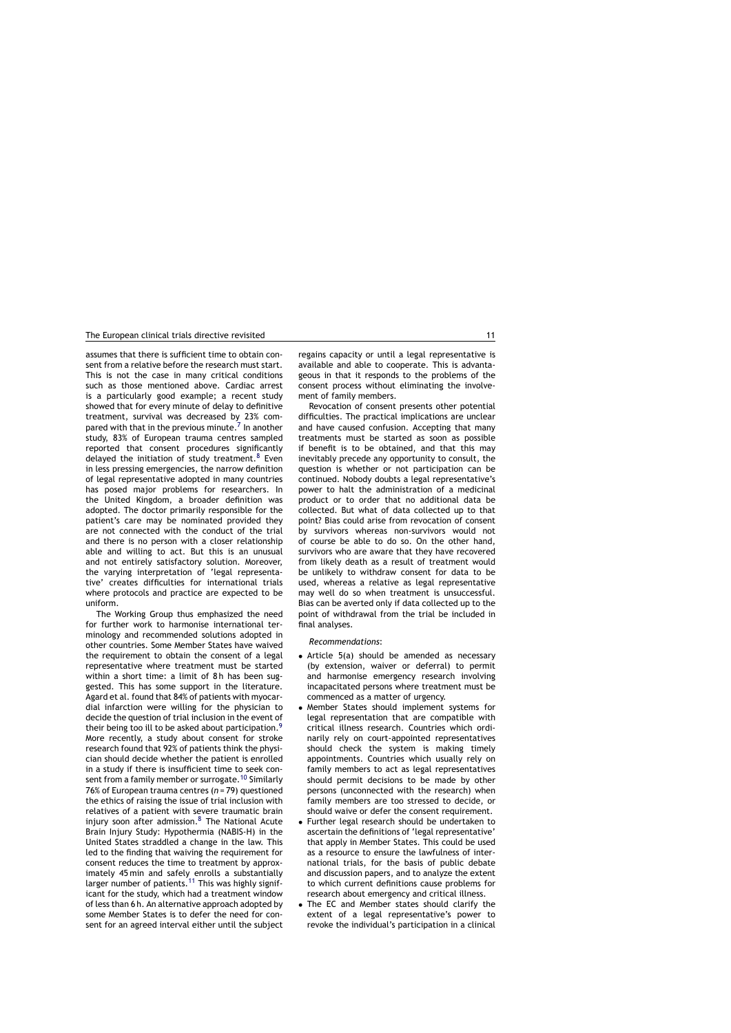assumes that there is sufficient time to obtain consent from a relative before the research must start. This is not the case in many critical conditions such as those mentioned above. Cardiac arrest is a particularly good example; a recent study showed that for every minute of delay to definitive treatment, survival was decreased by 23% compared with that in the previous minute.[7] In another study, 83% of European trauma centres sampled reported that consent procedures significantly delayed the initiation of study treatment.[8] Even in less pressing emergencies, the narrow definition of legal representative adopted in many countries has posed major problems for researchers. In the United Kingdom, a broader definition was adopted. The doctor primarily responsible for the patient's care may be nominated provided they are not connected with the conduct of the trial and there is no person with a closer relationship able and willing to act. But this is an unusual and not entirely satisfactory solution. Moreover, the varying interpretation of 'legal representative' creates difficulties for international trials where protocols and practice are expected to be uniform.

The Working Group thus emphasized the need for further work to harmonise international terminology and recommended solutions adopted in other countries. Some Member States have waived the requirement to obtain the consent of a legal representative where treatment must be started within a short time: a limit of 8 h has been suggested. This has some support in the literature. Agard et al. found that 84% of patients with myocardial infarction were willing for the physician to decide the question of trial inclusion in the event of their being too ill to be asked about participation.[9] More recently, a study about consent for stroke research found that 92% of patients think the physician should decide whether the patient is enrolled in a study if there is insufficient time to seek consent from a family member or surrogate.[10] Similarly 76% of European trauma centres ($n = 79$) questioned the ethics of raising the issue of trial inclusion with relatives of a patient with severe traumatic brain injury soon after admission.[8] The National Acute Brain Injury Study: Hypothermia (NABIS-H) in the United States straddled a change in the law. This led to the finding that waiving the requirement for consent reduces the time to treatment by approximately 45 min and safely enrolls a substantially larger number of patients.[11] This was highly significant for the study, which had a treatment window of less than 6 h. An alternative approach adopted by some Member States is to defer the need for consent for an agreed interval either until the subject regains capacity or until a legal representative is available and able to cooperate. This is advantageous in that it responds to the problems of the consent process without eliminating the involvement of family members.

Revocation of consent presents other potential difficulties. The practical implications are unclear and have caused confusion. Accepting that many treatments must be started as soon as possible if benefit is to be obtained, and that this may inevitably precede any opportunity to consult, the question is whether or not participation can be continued. Nobody doubts a legal representative's power to halt the administration of a medicinal product or to order that no additional data be collected. But what of data collected up to that point? Bias could arise from revocation of consent by survivors whereas non-survivors would not of course be able to do so. On the other hand, survivors who are aware that they have recovered from likely death as a result of treatment would be unlikely to withdraw consent for data to be used, whereas a relative as legal representative may well do so when treatment is unsuccessful. Bias can be averted only if data collected up to the point of withdrawal from the trial be included in final analyses.

*Recommendations*:

- Article 5(a) should be amended as necessary (by extension, waiver or deferral) to permit and harmonise emergency research involving incapacitated persons where treatment must be commenced as a matter of urgency.
- Member States should implement systems for legal representation that are compatible with critical illness research. Countries which ordinarily rely on court-appointed representatives should check the system is making timely appointments. Countries which usually rely on family members to act as legal representatives should permit decisions to be made by other persons (unconnected with the research) when family members are too stressed to decide, or should waive or defer the consent requirement.
- Further legal research should be undertaken to ascertain the definitions of 'legal representative' that apply in Member States. This could be used as a resource to ensure the lawfulness of international trials, for the basis of public debate and discussion papers, and to analyze the extent to which current definitions cause problems for research about emergency and critical illness.
- The EC and Member states should clarify the extent of a legal representative's power to revoke the individual's participation in a clinical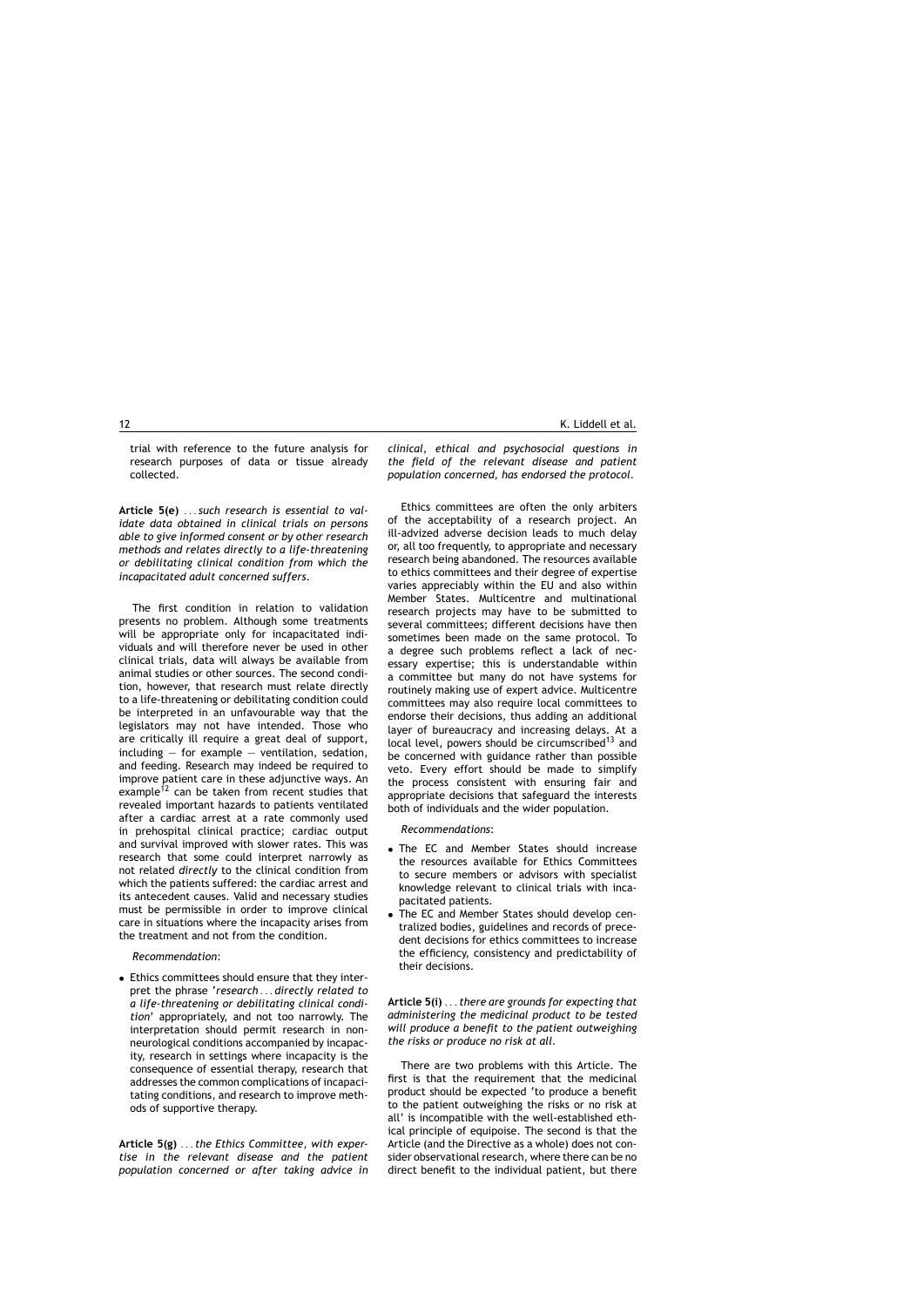trial with reference to the future analysis for research purposes of data or tissue already collected.

**Article 5(e)** ... *such research is essential to validate data obtained in clinical trials on persons able to give informed consent or by other research methods and relates directly to a life-threatening or debilitating clinical condition from which the incapacitated adult concerned suffers.*

The first condition in relation to validation presents no problem. Although some treatments will be appropriate only for incapacitated individuals and will therefore never be used in other clinical trials, data will always be available from animal studies or other sources. The second condition, however, that research must relate directly to a life-threatening or debilitating condition could be interpreted in an unfavourable way that the legislators may not have intended. Those who are critically ill require a great deal of support, including — for example — ventilation, sedation, and feeding. Research may indeed be required to improve patient care in these adjunctive ways. An example[12] can be taken from recent studies that revealed important hazards to patients ventilated after a cardiac arrest at a rate commonly used in prehospital clinical practice; cardiac output and survival improved with slower rates. This was research that some could interpret narrowly as not related *directly* to the clinical condition from which the patients suffered: the cardiac arrest and its antecedent causes. Valid and necessary studies must be permissible in order to improve clinical care in situations where the incapacity arises from the treatment and not from the condition.

*Recommendation*:

- Ethics committees should ensure that they interpret the phrase '*research ... directly related to a life-threatening or debilitating clinical condition*' appropriately, and not too narrowly. The interpretation should permit research in non-neurological conditions accompanied by incapacity, research in settings where incapacity is the consequence of essential therapy, research that addresses the common complications of incapacitating conditions, and research to improve methods of supportive therapy.

**Article 5(g)** ... *the Ethics Committee, with expertise in the relevant disease and the patient population concerned or after taking advice in clinical, ethical and psychosocial questions in the field of the relevant disease and patient population concerned, has endorsed the protocol.*

Ethics committees are often the only arbiters of the acceptability of a research project. An ill-advized adverse decision leads to much delay or, all too frequently, to appropriate and necessary research being abandoned. The resources available to ethics committees and their degree of expertise varies appreciably within the EU and also within Member States. Multicentre and multinational research projects may have to be submitted to several committees; different decisions have then sometimes been made on the same protocol. To a degree such problems reflect a lack of necessary expertise; this is understandable within a committee but many do not have systems for routinely making use of expert advice. Multicentre committees may also require local committees to endorse their decisions, thus adding an additional layer of bureaucracy and increasing delays. At a local level, powers should be circumscribed[13] and be concerned with guidance rather than possible veto. Every effort should be made to simplify the process consistent with ensuring fair and appropriate decisions that safeguard the interests both of individuals and the wider population.

*Recommendations*:

- The EC and Member States should increase the resources available for Ethics Committees to secure members or advisors with specialist knowledge relevant to clinical trials with incapacitated patients.
- The EC and Member States should develop centralized bodies, guidelines and records of precedent decisions for ethics committees to increase the efficiency, consistency and predictability of their decisions.

**Article 5(i)** ... *there are grounds for expecting that administering the medicinal product to be tested will produce a benefit to the patient outweighing the risks or produce no risk at all.*

There are two problems with this Article. The first is that the requirement that the medicinal product should be expected 'to produce a benefit to the patient outweighing the risks or no risk at all' is incompatible with the well-established ethical principle of equipoise. The second is that the Article (and the Directive as a whole) does not consider observational research, where there can be no direct benefit to the individual patient, but there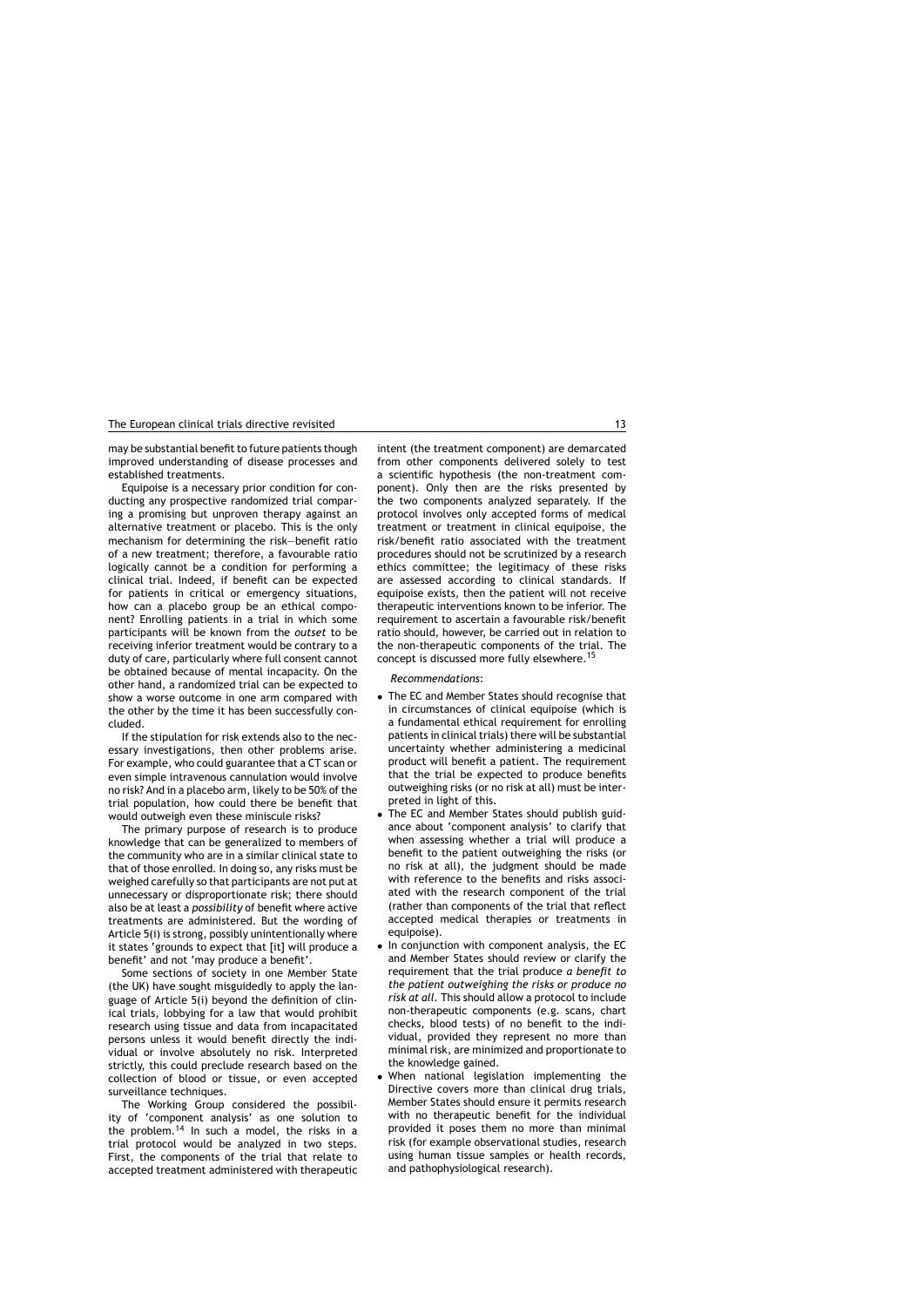may be substantial benefit to future patients though improved understanding of disease processes and established treatments.

Equipoise is a necessary prior condition for conducting any prospective randomized trial comparing a promising but unproven therapy against an alternative treatment or placebo. This is the only mechanism for determining the risk—benefit ratio of a new treatment; therefore, a favourable ratio logically cannot be a condition for performing a clinical trial. Indeed, if benefit can be expected for patients in critical or emergency situations, how can a placebo group be an ethical component? Enrolling patients in a trial in which some participants will be known from the *outset* to be receiving inferior treatment would be contrary to a duty of care, particularly where full consent cannot be obtained because of mental incapacity. On the other hand, a randomized trial can be expected to show a worse outcome in one arm compared with the other by the time it has been successfully concluded.

If the stipulation for risk extends also to the necessary investigations, then other problems arise. For example, who could guarantee that a CT scan or even simple intravenous cannulation would involve no risk? And in a placebo arm, likely to be 50% of the trial population, how could there be benefit that would outweigh even these miniscule risks?

The primary purpose of research is to produce knowledge that can be generalized to members of the community who are in a similar clinical state to that of those enrolled. In doing so, any risks must be weighed carefully so that participants are not put at unnecessary or disproportionate risk; there should also be at least a *possibility* of benefit where active treatments are administered. But the wording of Article 5(i) is strong, possibly unintentionally where it states 'grounds to expect that [it] will produce a benefit' and not 'may produce a benefit'.

Some sections of society in one Member State (the UK) have sought misguidedly to apply the language of Article 5(i) beyond the definition of clinical trials, lobbying for a law that would prohibit research using tissue and data from incapacitated persons unless it would benefit directly the individual or involve absolutely no risk. Interpreted strictly, this could preclude research based on the collection of blood or tissue, or even accepted surveillance techniques.

The Working Group considered the possibility of 'component analysis' as one solution to the problem.[14] In such a model, the risks in a trial protocol would be analyzed in two steps. First, the components of the trial that relate to accepted treatment administered with therapeutic intent (the treatment component) are demarcated from other components delivered solely to test a scientific hypothesis (the non-treatment component). Only then are the risks presented by the two components analyzed separately. If the protocol involves only accepted forms of medical treatment or treatment in clinical equipoise, the risk/benefit ratio associated with the treatment procedures should not be scrutinized by a research ethics committee; the legitimacy of these risks are assessed according to clinical standards. If equipoise exists, then the patient will not receive therapeutic interventions known to be inferior. The requirement to ascertain a favourable risk/benefit ratio should, however, be carried out in relation to the non-therapeutic components of the trial. The concept is discussed more fully elsewhere.[15]

*Recommendations*:

- The EC and Member States should recognise that in circumstances of clinical equipoise (which is a fundamental ethical requirement for enrolling patients in clinical trials) there will be substantial uncertainty whether administering a medicinal product will benefit a patient. The requirement that the trial be expected to produce benefits outweighing risks (or no risk at all) must be interpreted in light of this.
- The EC and Member States should publish guidance about 'component analysis' to clarify that when assessing whether a trial will produce a benefit to the patient outweighing the risks (or no risk at all), the judgment should be made with reference to the benefits and risks associated with the research component of the trial (rather than components of the trial that reflect accepted medical therapies or treatments in equipoise).
- In conjunction with component analysis, the EC and Member States should review or clarify the requirement that the trial produce *a benefit to the patient outweighing the risks or produce no risk at all*. This should allow a protocol to include non-therapeutic components (e.g. scans, chart checks, blood tests) of no benefit to the individual, provided they represent no more than minimal risk, are minimized and proportionate to the knowledge gained.
- When national legislation implementing the Directive covers more than clinical drug trials, Member States should ensure it permits research with no therapeutic benefit for the individual provided it poses them no more than minimal risk (for example observational studies, research using human tissue samples or health records, and pathophysiological research).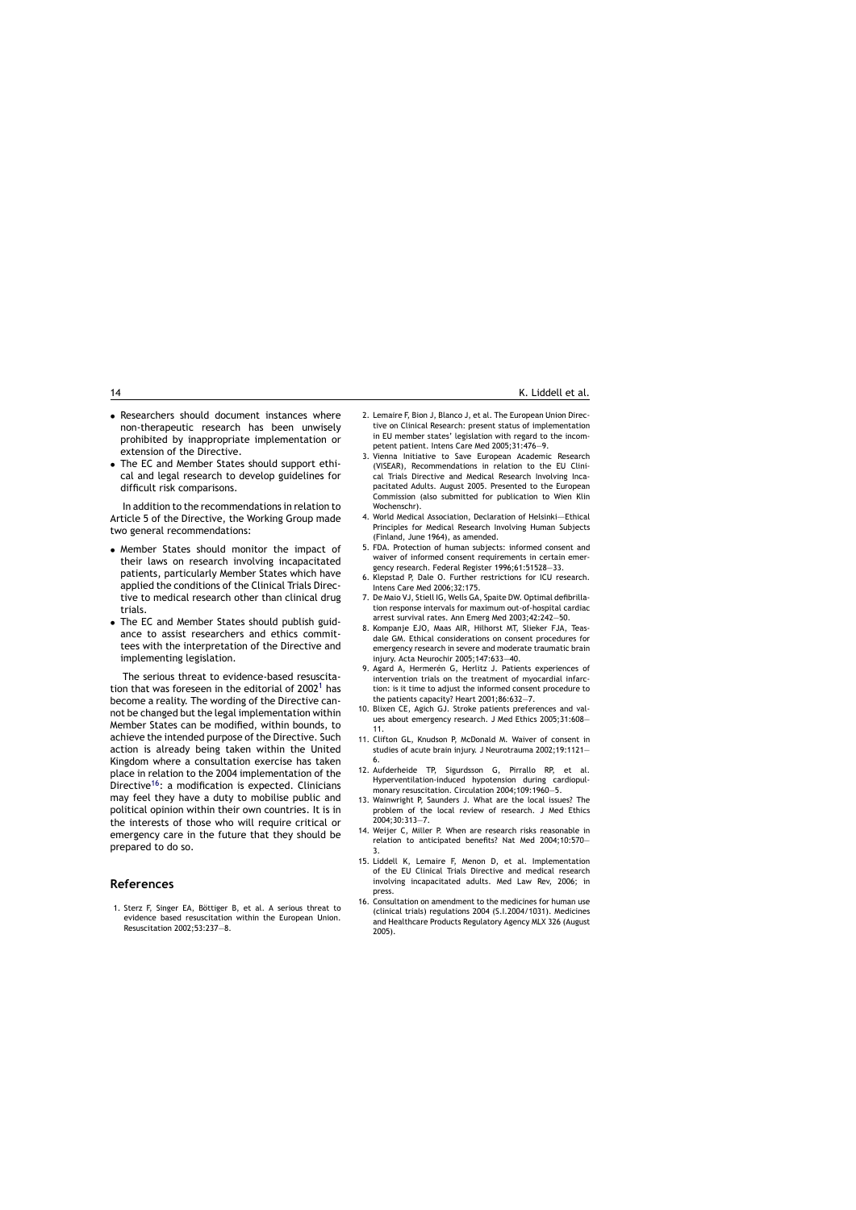- Researchers should document instances where non-therapeutic research has been unwisely prohibited by inappropriate implementation or extension of the Directive.
- The EC and Member States should support ethical and legal research to develop guidelines for difficult risk comparisons.

In addition to the recommendations in relation to Article 5 of the Directive, the Working Group made two general recommendations:

- Member States should monitor the impact of their laws on research involving incapacitated patients, particularly Member States which have applied the conditions of the Clinical Trials Directive to medical research other than clinical drug trials.
- The EC and Member States should publish guidance to assist researchers and ethics committees with the interpretation of the Directive and implementing legislation.

The serious threat to evidence-based resuscitation that was foreseen in the editorial of 2002[1] has become a reality. The wording of the Directive cannot be changed but the legal implementation within Member States can be modified, within bounds, to achieve the intended purpose of the Directive. Such action is already being taken within the United Kingdom where a consultation exercise has taken place in relation to the 2004 implementation of the Directive[16]: a modification is expected. Clinicians may feel they have a duty to mobilise public and political opinion within their own countries. It is in the interests of those who will require critical or emergency care in the future that they should be prepared to do so.

## References

1. Sterz F, Singer EA, Böttiger B, et al. A serious threat to evidence based resuscitation within the European Union. Resuscitation 2002;53:237—8.
2. Lemaire F, Bion J, Blanco J, et al. The European Union Directive on Clinical Research: present status of implementation in EU member states' legislation with regard to the incompetent patient. Intens Care Med 2005;31:476—9.
3. Vienna Initiative to Save European Academic Research (VISEAR), Recommendations in relation to the EU Clinical Trials Directive and Medical Research Involving Incapacitated Adults. August 2005. Presented to the European Commission (also submitted for publication to Wien Klin Wochenschr).
4. World Medical Association, Declaration of Helsinki—Ethical Principles for Medical Research Involving Human Subjects (Finland, June 1964), as amended.
5. FDA. Protection of human subjects: informed consent and waiver of informed consent requirements in certain emergency research. Federal Register 1996;61:51528—33.
6. Klepstad P, Dale O. Further restrictions for ICU research. Intens Care Med 2006;32:175.
7. De Maio VJ, Stiell IG, Wells GA, Spaite DW. Optimal defibrillation response intervals for maximum out-of-hospital cardiac arrest survival rates. Ann Emerg Med 2003;42:242—50.
8. Kompanje EJO, Maas AIR, Hilhorst MT, Slieker FJA, Teasdale GM. Ethical considerations on consent procedures for emergency research in severe and moderate traumatic brain injury. Acta Neurochir 2005;147:633—40.
9. Agard A, Hermerén G, Herlitz J. Patients experiences of intervention trials on the treatment of myocardial infarction: is it time to adjust the informed consent procedure to the patients capacity? Heart 2001;86:632—7.
10. Blixen CE, Agich GJ. Stroke patients preferences and values about emergency research. J Med Ethics 2005;31:608—11.
11. Clifton GL, Knudson P, McDonald M. Waiver of consent in studies of acute brain injury. J Neurotrauma 2002;19:1121—6.
12. Aufderheide TP, Sigurdsson G, Pirrallo RP, et al. Hyperventilation-induced hypotension during cardiopulmonary resuscitation. Circulation 2004;109:1960—5.
13. Wainwright P, Saunders J. What are the local issues? The problem of the local review of research. J Med Ethics 2004;30:313—7.
14. Weijer C, Miller P. When are research risks reasonable in relation to anticipated benefits? Nat Med 2004;10:570—3.
15. Liddell K, Lemaire F, Menon D, et al. Implementation of the EU Clinical Trials Directive and medical research involving incapacitated adults. Med Law Rev, 2006; in press.
16. Consultation on amendment to the medicines for human use (clinical trials) regulations 2004 (S.I.2004/1031). Medicines and Healthcare Products Regulatory Agency MLX 326 (August 2005).